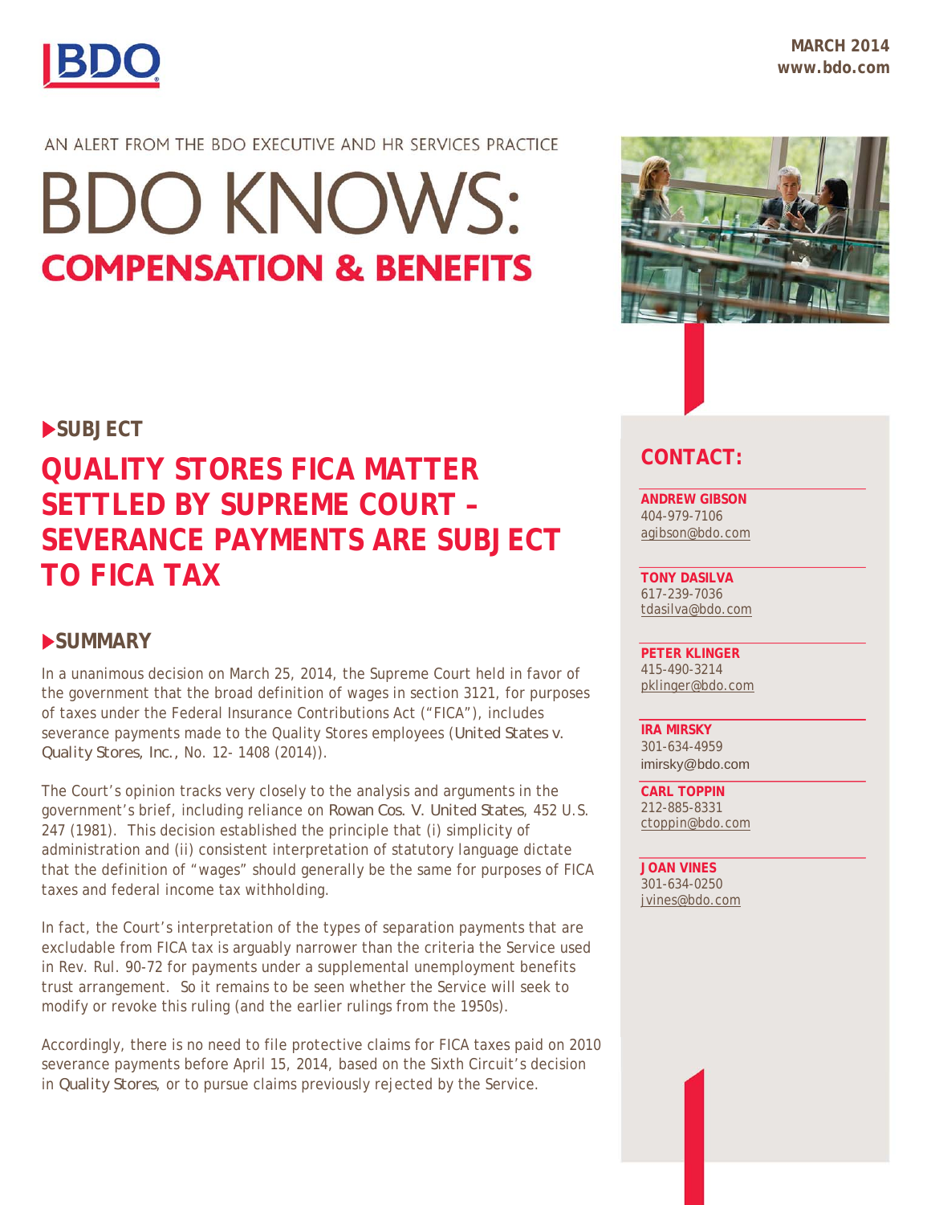MARCH 2014
www.bdo.com

AN ALERT FROM THE BDO EXECUTIVE AND HR SERVICES PRACTICE

# BDO KNOWS: COMPENSATION & BENEFITS

## SUBJECT

# QUALITY STORES FICA MATTER SETTLED BY SUPREME COURT – SEVERANCE PAYMENTS ARE SUBJECT TO FICA TAX

## SUMMARY

In a unanimous decision on March 25, 2014, the Supreme Court held in favor of the government that the broad definition of wages in section 3121, for purposes of taxes under the Federal Insurance Contributions Act ("FICA"), includes severance payments made to the Quality Stores employees (*United States v. Quality Stores, Inc.*, No. 12- 1408 (2014)).

The Court's opinion tracks very closely to the analysis and arguments in the government's brief, including reliance on *Rowan Cos. V. United States*, 452 U.S. 247 (1981). This decision established the principle that (i) simplicity of administration and (ii) consistent interpretation of statutory language dictate that the definition of "wages" should generally be the same for purposes of FICA taxes and federal income tax withholding.

In fact, the Court's interpretation of the types of separation payments that are excludable from FICA tax is arguably narrower than the criteria the Service used in Rev. Rul. 90-72 for payments under a supplemental unemployment benefits trust arrangement. So it remains to be seen whether the Service will seek to modify or revoke this ruling (and the earlier rulings from the 1950s).

Accordingly, there is no need to file protective claims for FICA taxes paid on 2010 severance payments before April 15, 2014, based on the Sixth Circuit's decision in *Quality Stores*, or to pursue claims previously rejected by the Service.

## CONTACT:

**ANDREW GIBSON**
404-979-7106
agibson@bdo.com

**TONY DASILVA**
617-239-7036
tdasilva@bdo.com

**PETER KLINGER**
415-490-3214
pklinger@bdo.com

**IRA MIRSKY**
301-634-4959
imirsky@bdo.com

**CARL TOPPIN**
212-885-8331
ctoppin@bdo.com

**JOAN VINES**
301-634-0250
jvines@bdo.com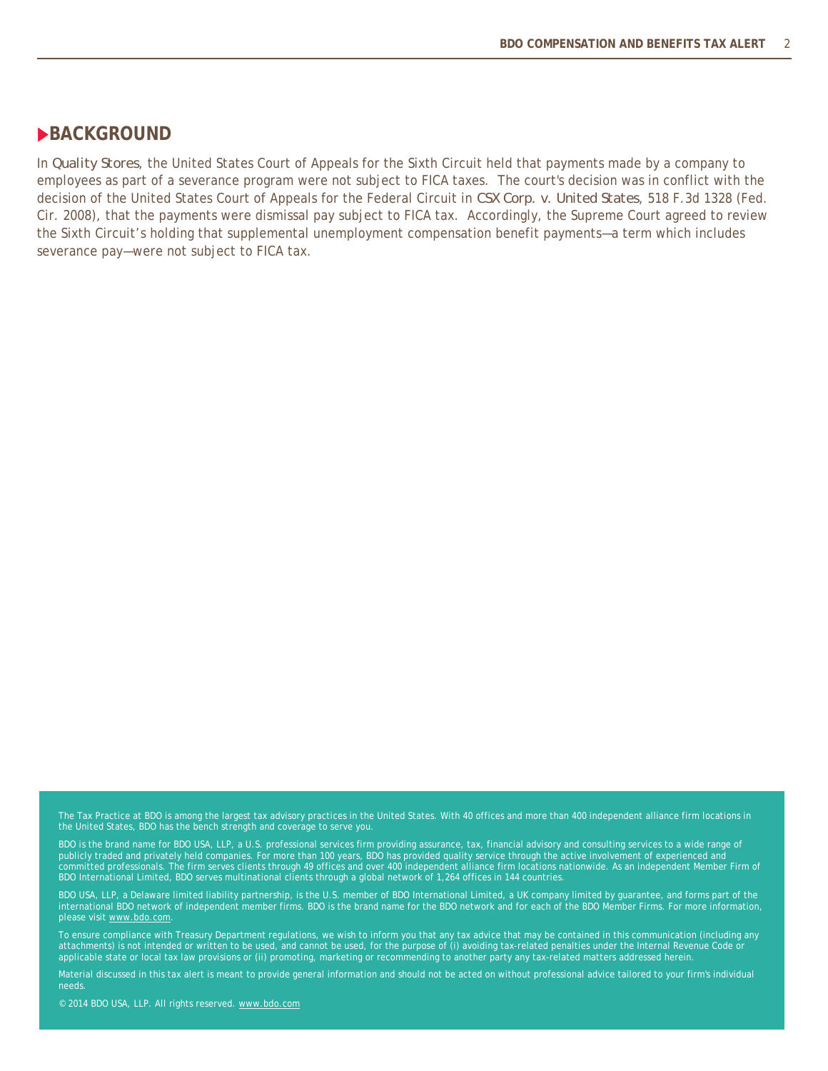## BACKGROUND

In *Quality Stores*, the United States Court of Appeals for the Sixth Circuit held that payments made by a company to employees as part of a severance program were not subject to FICA taxes. The court's decision was in conflict with the decision of the United States Court of Appeals for the Federal Circuit in *CSX Corp. v. United States*, 518 F.3d 1328 (Fed. Cir. 2008), that the payments were dismissal pay subject to FICA tax. Accordingly, the Supreme Court agreed to review the Sixth Circuit's holding that supplemental unemployment compensation benefit payments—a term which includes severance pay—were not subject to FICA tax.

The Tax Practice at BDO is among the largest tax advisory practices in the United States. With 40 offices and more than 400 independent alliance firm locations in the United States, BDO has the bench strength and coverage to serve you.

BDO is the brand name for BDO USA, LLP, a U.S. professional services firm providing assurance, tax, financial advisory and consulting services to a wide range of publicly traded and privately held companies. For more than 100 years, BDO has provided quality service through the active involvement of experienced and committed professionals. The firm serves clients through 49 offices and over 400 independent alliance firm locations nationwide. As an independent Member Firm of BDO International Limited, BDO serves multinational clients through a global network of 1,264 offices in 144 countries.

BDO USA, LLP, a Delaware limited liability partnership, is the U.S. member of BDO International Limited, a UK company limited by guarantee, and forms part of the international BDO network of independent member firms. BDO is the brand name for the BDO network and for each of the BDO Member Firms. For more information, please visit www.bdo.com.

To ensure compliance with Treasury Department regulations, we wish to inform you that any tax advice that may be contained in this communication (including any attachments) is not intended or written to be used, and cannot be used, for the purpose of (i) avoiding tax-related penalties under the Internal Revenue Code or applicable state or local tax law provisions or (ii) promoting, marketing or recommending to another party any tax-related matters addressed herein.

Material discussed in this tax alert is meant to provide general information and should not be acted on without professional advice tailored to your firm's individual needs.

© 2014 BDO USA, LLP. All rights reserved. www.bdo.com